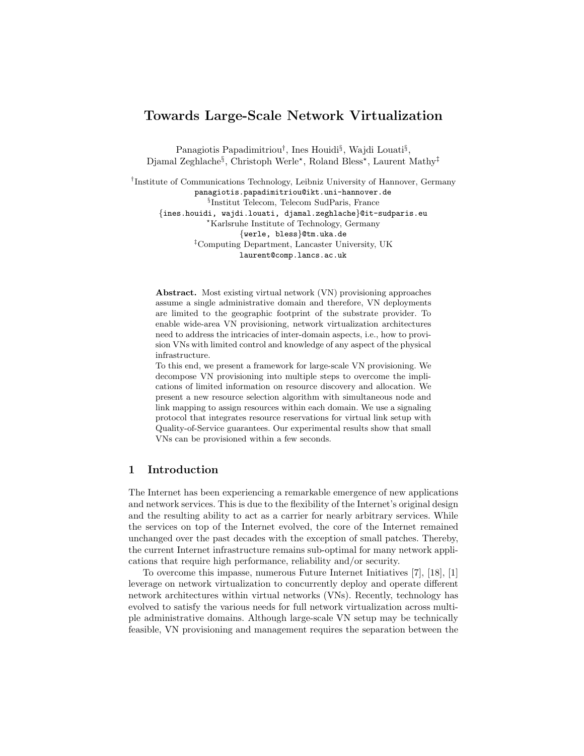# Towards Large-Scale Network Virtualization

Panagiotis Papadimitriou[†], Ines Houidi[§], Wajdi Louati[§], Djamal Zeghlache[§], Christoph Werle[⋆], Roland Bless[⋆], Laurent Mathy[‡]

[†]Institute of Communications Technology, Leibniz University of Hannover, Germany
panagiotis.papadimitriou@ikt.uni-hannover.de
[§]Institut Telecom, Telecom SudParis, France
{ines.houidi, wajdi.louati, djamal.zeghlache}@it-sudparis.eu
[⋆]Karlsruhe Institute of Technology, Germany
{werle, bless}@tm.uka.de
[‡]Computing Department, Lancaster University, UK
laurent@comp.lancs.ac.uk

**Abstract.** Most existing virtual network (VN) provisioning approaches assume a single administrative domain and therefore, VN deployments are limited to the geographic footprint of the substrate provider. To enable wide-area VN provisioning, network virtualization architectures need to address the intricacies of inter-domain aspects, i.e., how to provision VNs with limited control and knowledge of any aspect of the physical infrastructure.

To this end, we present a framework for large-scale VN provisioning. We decompose VN provisioning into multiple steps to overcome the implications of limited information on resource discovery and allocation. We present a new resource selection algorithm with simultaneous node and link mapping to assign resources within each domain. We use a signaling protocol that integrates resource reservations for virtual link setup with Quality-of-Service guarantees. Our experimental results show that small VNs can be provisioned within a few seconds.

## 1 Introduction

The Internet has been experiencing a remarkable emergence of new applications and network services. This is due to the flexibility of the Internet's original design and the resulting ability to act as a carrier for nearly arbitrary services. While the services on top of the Internet evolved, the core of the Internet remained unchanged over the past decades with the exception of small patches. Thereby, the current Internet infrastructure remains sub-optimal for many network applications that require high performance, reliability and/or security.

To overcome this impasse, numerous Future Internet Initiatives [7], [18], [1] leverage on network virtualization to concurrently deploy and operate different network architectures within virtual networks (VNs). Recently, technology has evolved to satisfy the various needs for full network virtualization across multiple administrative domains. Although large-scale VN setup may be technically feasible, VN provisioning and management requires the separation between the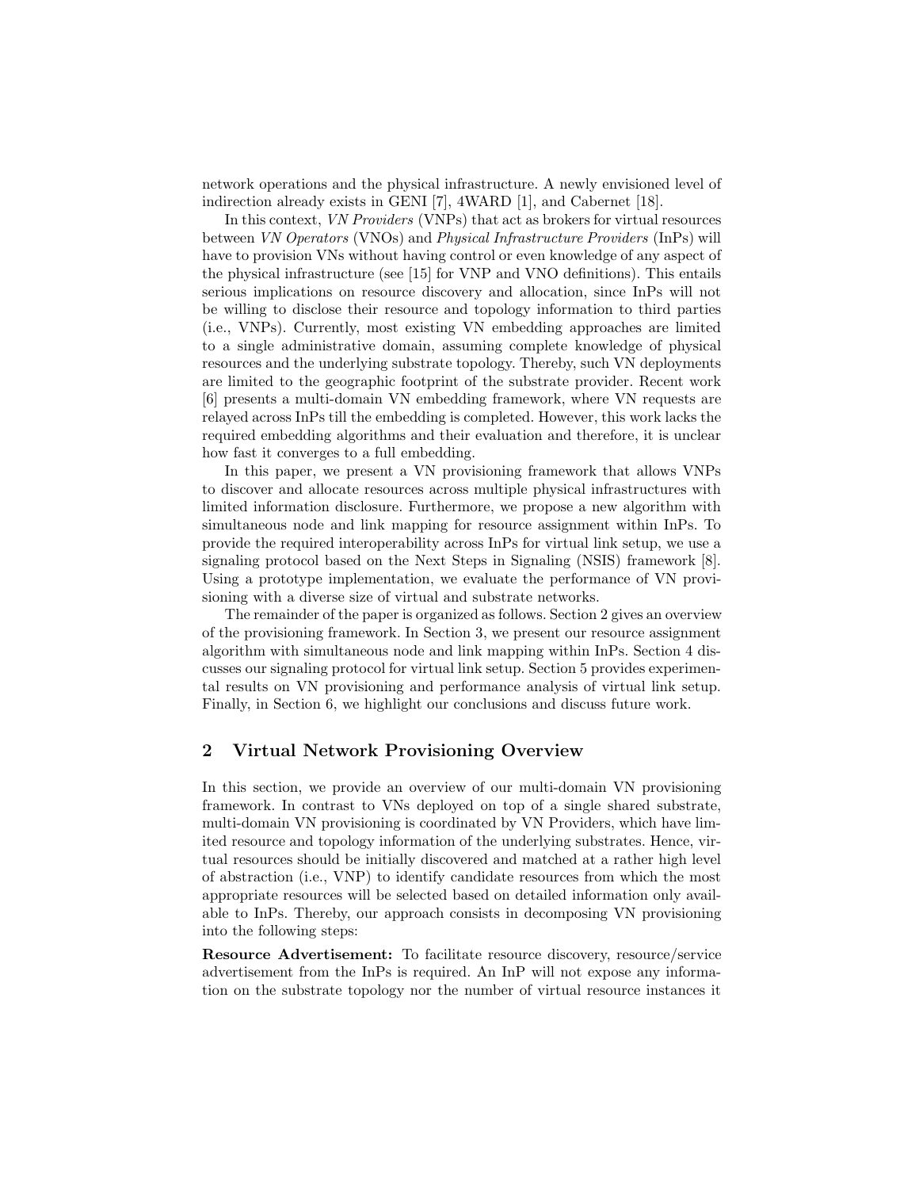network operations and the physical infrastructure. A newly envisioned level of indirection already exists in GENI [7], 4WARD [1], and Cabernet [18].

In this context, *VN Providers* (VNPs) that act as brokers for virtual resources between *VN Operators* (VNOs) and *Physical Infrastructure Providers* (InPs) will have to provision VNs without having control or even knowledge of any aspect of the physical infrastructure (see [15] for VNP and VNO definitions). This entails serious implications on resource discovery and allocation, since InPs will not be willing to disclose their resource and topology information to third parties (i.e., VNPs). Currently, most existing VN embedding approaches are limited to a single administrative domain, assuming complete knowledge of physical resources and the underlying substrate topology. Thereby, such VN deployments are limited to the geographic footprint of the substrate provider. Recent work [6] presents a multi-domain VN embedding framework, where VN requests are relayed across InPs till the embedding is completed. However, this work lacks the required embedding algorithms and their evaluation and therefore, it is unclear how fast it converges to a full embedding.

In this paper, we present a VN provisioning framework that allows VNPs to discover and allocate resources across multiple physical infrastructures with limited information disclosure. Furthermore, we propose a new algorithm with simultaneous node and link mapping for resource assignment within InPs. To provide the required interoperability across InPs for virtual link setup, we use a signaling protocol based on the Next Steps in Signaling (NSIS) framework [8]. Using a prototype implementation, we evaluate the performance of VN provisioning with a diverse size of virtual and substrate networks.

The remainder of the paper is organized as follows. Section 2 gives an overview of the provisioning framework. In Section 3, we present our resource assignment algorithm with simultaneous node and link mapping within InPs. Section 4 discusses our signaling protocol for virtual link setup. Section 5 provides experimental results on VN provisioning and performance analysis of virtual link setup. Finally, in Section 6, we highlight our conclusions and discuss future work.

## 2 Virtual Network Provisioning Overview

In this section, we provide an overview of our multi-domain VN provisioning framework. In contrast to VNs deployed on top of a single shared substrate, multi-domain VN provisioning is coordinated by VN Providers, which have limited resource and topology information of the underlying substrates. Hence, virtual resources should be initially discovered and matched at a rather high level of abstraction (i.e., VNP) to identify candidate resources from which the most appropriate resources will be selected based on detailed information only available to InPs. Thereby, our approach consists in decomposing VN provisioning into the following steps:

**Resource Advertisement:** To facilitate resource discovery, resource/service advertisement from the InPs is required. An InP will not expose any information on the substrate topology nor the number of virtual resource instances it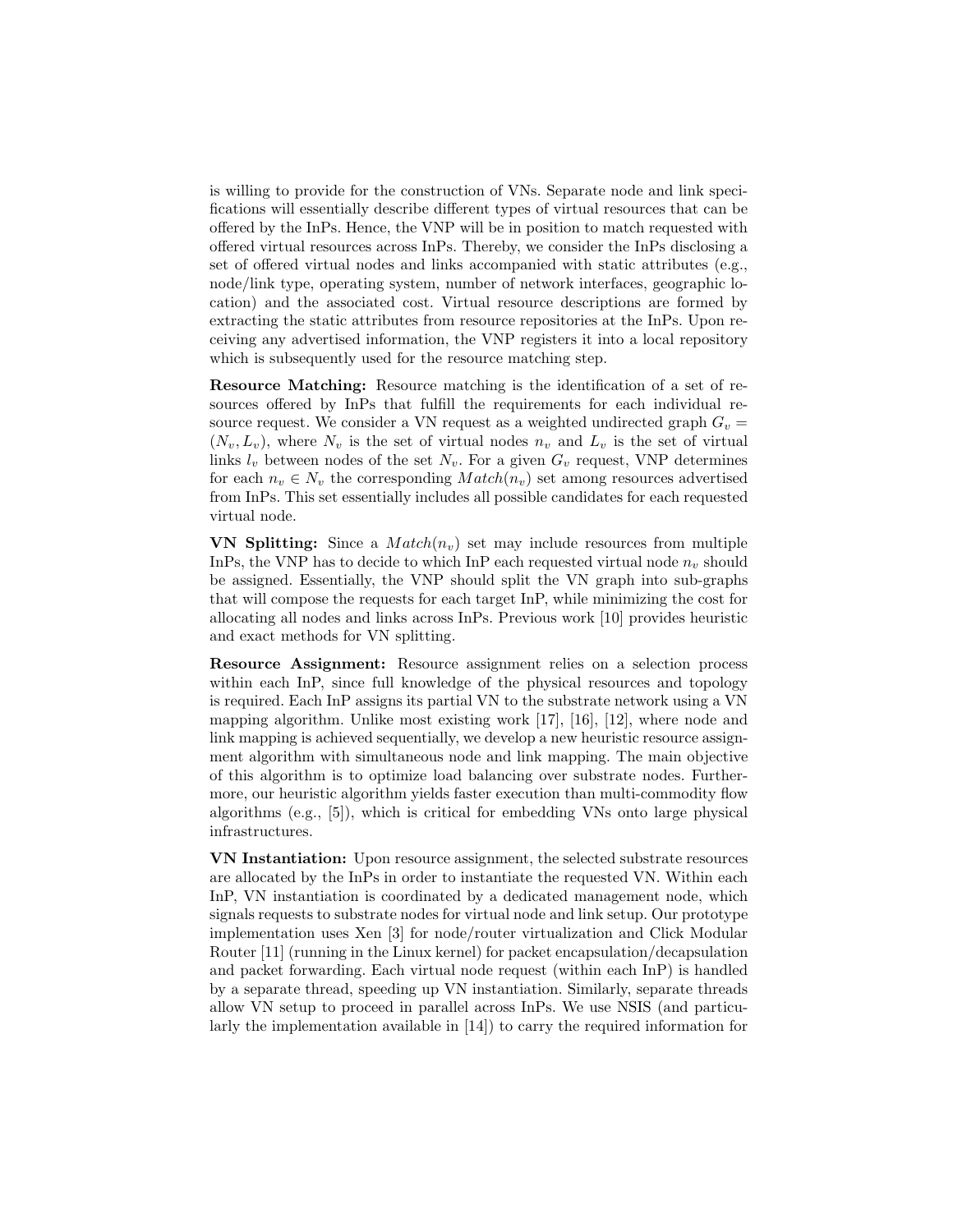is willing to provide for the construction of VNs. Separate node and link specifications will essentially describe different types of virtual resources that can be offered by the InPs. Hence, the VNP will be in position to match requested with offered virtual resources across InPs. Thereby, we consider the InPs disclosing a set of offered virtual nodes and links accompanied with static attributes (e.g., node/link type, operating system, number of network interfaces, geographic location) and the associated cost. Virtual resource descriptions are formed by extracting the static attributes from resource repositories at the InPs. Upon receiving any advertised information, the VNP registers it into a local repository which is subsequently used for the resource matching step.

**Resource Matching:** Resource matching is the identification of a set of resources offered by InPs that fulfill the requirements for each individual resource request. We consider a VN request as a weighted undirected graph $G_v = (N_v, L_v)$, where $N_v$ is the set of virtual nodes $n_v$ and $L_v$ is the set of virtual links $l_v$ between nodes of the set $N_v$. For a given $G_v$ request, VNP determines for each $n_v \in N_v$ the corresponding $Match(n_v)$ set among resources advertised from InPs. This set essentially includes all possible candidates for each requested virtual node.

**VN Splitting:** Since a $Match(n_v)$ set may include resources from multiple InPs, the VNP has to decide to which InP each requested virtual node $n_v$ should be assigned. Essentially, the VNP should split the VN graph into sub-graphs that will compose the requests for each target InP, while minimizing the cost for allocating all nodes and links across InPs. Previous work [10] provides heuristic and exact methods for VN splitting.

**Resource Assignment:** Resource assignment relies on a selection process within each InP, since full knowledge of the physical resources and topology is required. Each InP assigns its partial VN to the substrate network using a VN mapping algorithm. Unlike most existing work [17], [16], [12], where node and link mapping is achieved sequentially, we develop a new heuristic resource assignment algorithm with simultaneous node and link mapping. The main objective of this algorithm is to optimize load balancing over substrate nodes. Furthermore, our heuristic algorithm yields faster execution than multi-commodity flow algorithms (e.g., [5]), which is critical for embedding VNs onto large physical infrastructures.

**VN Instantiation:** Upon resource assignment, the selected substrate resources are allocated by the InPs in order to instantiate the requested VN. Within each InP, VN instantiation is coordinated by a dedicated management node, which signals requests to substrate nodes for virtual node and link setup. Our prototype implementation uses Xen [3] for node/router virtualization and Click Modular Router [11] (running in the Linux kernel) for packet encapsulation/decapsulation and packet forwarding. Each virtual node request (within each InP) is handled by a separate thread, speeding up VN instantiation. Similarly, separate threads allow VN setup to proceed in parallel across InPs. We use NSIS (and particularly the implementation available in [14]) to carry the required information for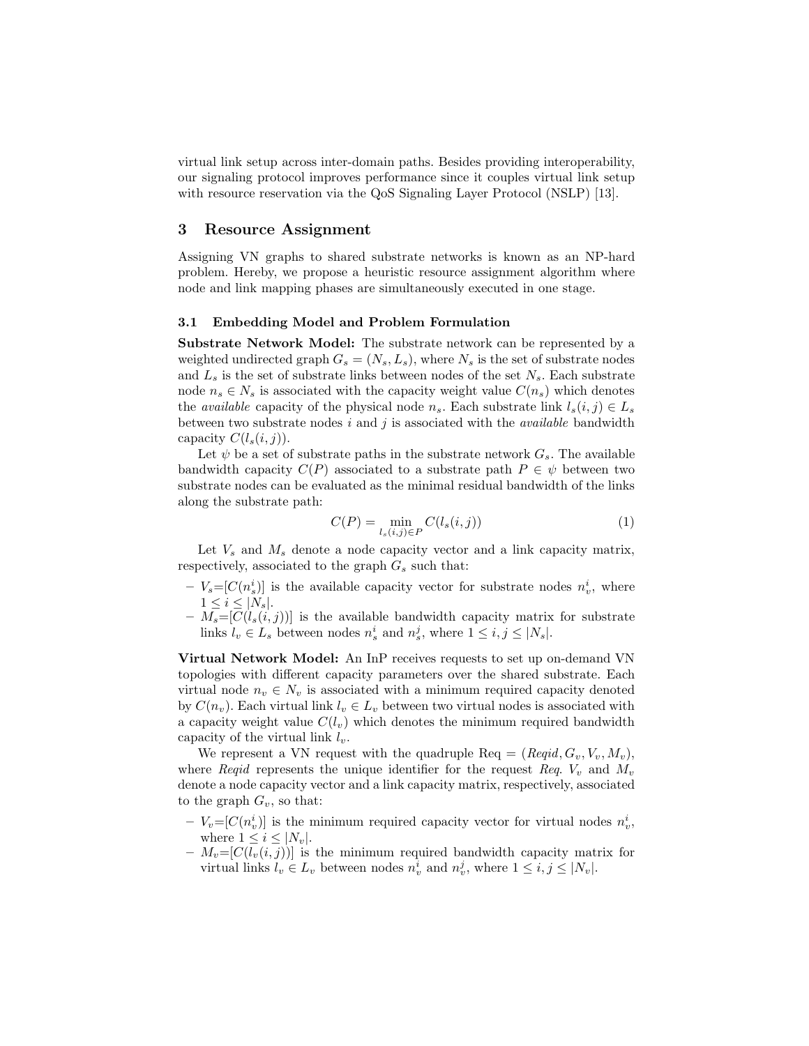virtual link setup across inter-domain paths. Besides providing interoperability, our signaling protocol improves performance since it couples virtual link setup with resource reservation via the QoS Signaling Layer Protocol (NSLP) [13].

## 3 Resource Assignment

Assigning VN graphs to shared substrate networks is known as an NP-hard problem. Hereby, we propose a heuristic resource assignment algorithm where node and link mapping phases are simultaneously executed in one stage.

### 3.1 Embedding Model and Problem Formulation

**Substrate Network Model:** The substrate network can be represented by a weighted undirected graph $G_s = (N_s, L_s)$, where $N_s$ is the set of substrate nodes and $L_s$ is the set of substrate links between nodes of the set $N_s$. Each substrate node $n_s \in N_s$ is associated with the capacity weight value $C(n_s)$ which denotes the *available* capacity of the physical node $n_s$. Each substrate link $l_s(i, j) \in L_s$ between two substrate nodes $i$ and $j$ is associated with the *available* bandwidth capacity $C(l_s(i, j))$.

Let $\psi$ be a set of substrate paths in the substrate network $G_s$. The available bandwidth capacity $C(P)$ associated to a substrate path $P \in \psi$ between two substrate nodes can be evaluated as the minimal residual bandwidth of the links along the substrate path:

$$C(P) = \min_{l_s(i,j) \in P} C(l_s(i, j)) \tag{1}$$

Let $V_s$ and $M_s$ denote a node capacity vector and a link capacity matrix, respectively, associated to the graph $G_s$ such that:

- $V_s$=$[C(n_s^i)]$ is the available capacity vector for substrate nodes $n_v^i$, where $1 \leq i \leq |N_s|$.
- $M_s$=$[C(l_s(i, j))]$ is the available bandwidth capacity matrix for substrate links $l_v \in L_s$ between nodes $n_s^i$ and $n_s^j$, where $1 \leq i, j \leq |N_s|$.

**Virtual Network Model:** An InP receives requests to set up on-demand VN topologies with different capacity parameters over the shared substrate. Each virtual node $n_v \in N_v$ is associated with a minimum required capacity denoted by $C(n_v)$. Each virtual link $l_v \in L_v$ between two virtual nodes is associated with a capacity weight value $C(l_v)$ which denotes the minimum required bandwidth capacity of the virtual link $l_v$.

We represent a VN request with the quadruple Req = $(Reqid, G_v, V_v, M_v)$, where *Reqid* represents the unique identifier for the request *Req*. $V_v$ and $M_v$ denote a node capacity vector and a link capacity matrix, respectively, associated to the graph $G_v$, so that:

- $V_v$=$[C(n_v^i)]$ is the minimum required capacity vector for virtual nodes $n_v^i$, where $1 \leq i \leq |N_v|$.
- $M_v$=$[C(l_v(i, j))]$ is the minimum required bandwidth capacity matrix for virtual links $l_v \in L_v$ between nodes $n_v^i$ and $n_v^j$, where $1 \leq i, j \leq |N_v|$.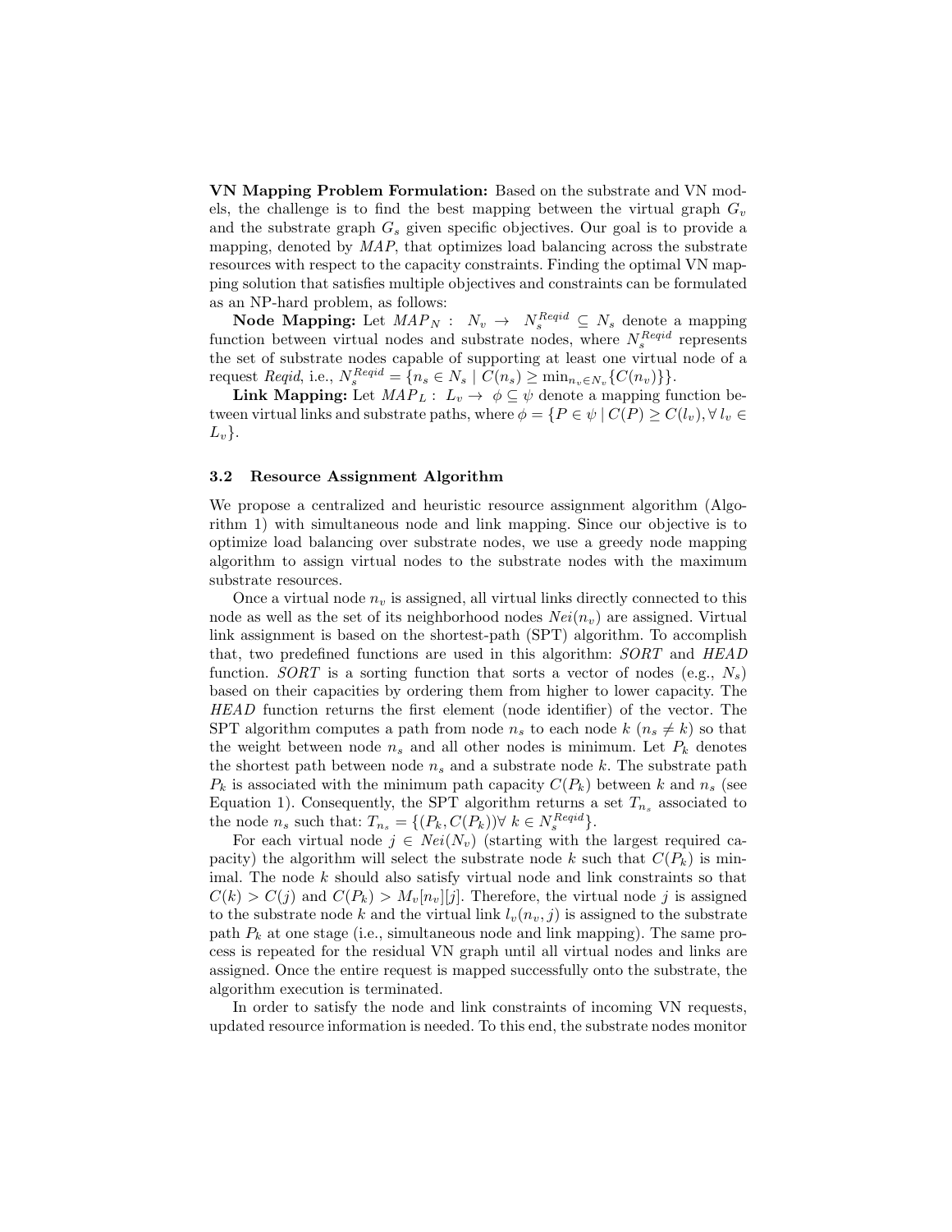**VN Mapping Problem Formulation:** Based on the substrate and VN models, the challenge is to find the best mapping between the virtual graph $G_v$ and the substrate graph $G_s$ given specific objectives. Our goal is to provide a mapping, denoted by *MAP*, that optimizes load balancing across the substrate resources with respect to the capacity constraints. Finding the optimal VN mapping solution that satisfies multiple objectives and constraints can be formulated as an NP-hard problem, as follows:

**Node Mapping:** Let $MAP_N : N_v \rightarrow N_s^{Reqid} \subseteq N_s$ denote a mapping function between virtual nodes and substrate nodes, where $N_s^{Reqid}$ represents the set of substrate nodes capable of supporting at least one virtual node of a request *Reqid*, i.e., $N_s^{Reqid} = \{n_s \in N_s \mid C(n_s) \geq \min_{n_v \in N_v}\{C(n_v)\}\}$.

**Link Mapping:** Let $MAP_L : L_v \rightarrow \phi \subseteq \psi$ denote a mapping function between virtual links and substrate paths, where $\phi = \{P \in \psi \mid C(P) \geq C(l_v), \forall\, l_v \in L_v\}$.

### 3.2 Resource Assignment Algorithm

We propose a centralized and heuristic resource assignment algorithm (Algorithm 1) with simultaneous node and link mapping. Since our objective is to optimize load balancing over substrate nodes, we use a greedy node mapping algorithm to assign virtual nodes to the substrate nodes with the maximum substrate resources.

Once a virtual node $n_v$ is assigned, all virtual links directly connected to this node as well as the set of its neighborhood nodes $Nei(n_v)$ are assigned. Virtual link assignment is based on the shortest-path (SPT) algorithm. To accomplish that, two predefined functions are used in this algorithm: *SORT* and *HEAD* function. *SORT* is a sorting function that sorts a vector of nodes (e.g., $N_s$) based on their capacities by ordering them from higher to lower capacity. The *HEAD* function returns the first element (node identifier) of the vector. The SPT algorithm computes a path from node $n_s$ to each node $k$ ($n_s \neq k$) so that the weight between node $n_s$ and all other nodes is minimum. Let $P_k$ denotes the shortest path between node $n_s$ and a substrate node $k$. The substrate path $P_k$ is associated with the minimum path capacity $C(P_k)$ between $k$ and $n_s$ (see Equation 1). Consequently, the SPT algorithm returns a set $T_{n_s}$ associated to the node $n_s$ such that: $T_{n_s} = \{(P_k, C(P_k)) \forall\; k \in N_s^{Reqid}\}$.

For each virtual node $j \in Nei(N_v)$ (starting with the largest required capacity) the algorithm will select the substrate node $k$ such that $C(P_k)$ is minimal. The node $k$ should also satisfy virtual node and link constraints so that $C(k) > C(j)$ and $C(P_k) > M_v[n_v][j]$. Therefore, the virtual node $j$ is assigned to the substrate node $k$ and the virtual link $l_v(n_v, j)$ is assigned to the substrate path $P_k$ at one stage (i.e., simultaneous node and link mapping). The same process is repeated for the residual VN graph until all virtual nodes and links are assigned. Once the entire request is mapped successfully onto the substrate, the algorithm execution is terminated.

In order to satisfy the node and link constraints of incoming VN requests, updated resource information is needed. To this end, the substrate nodes monitor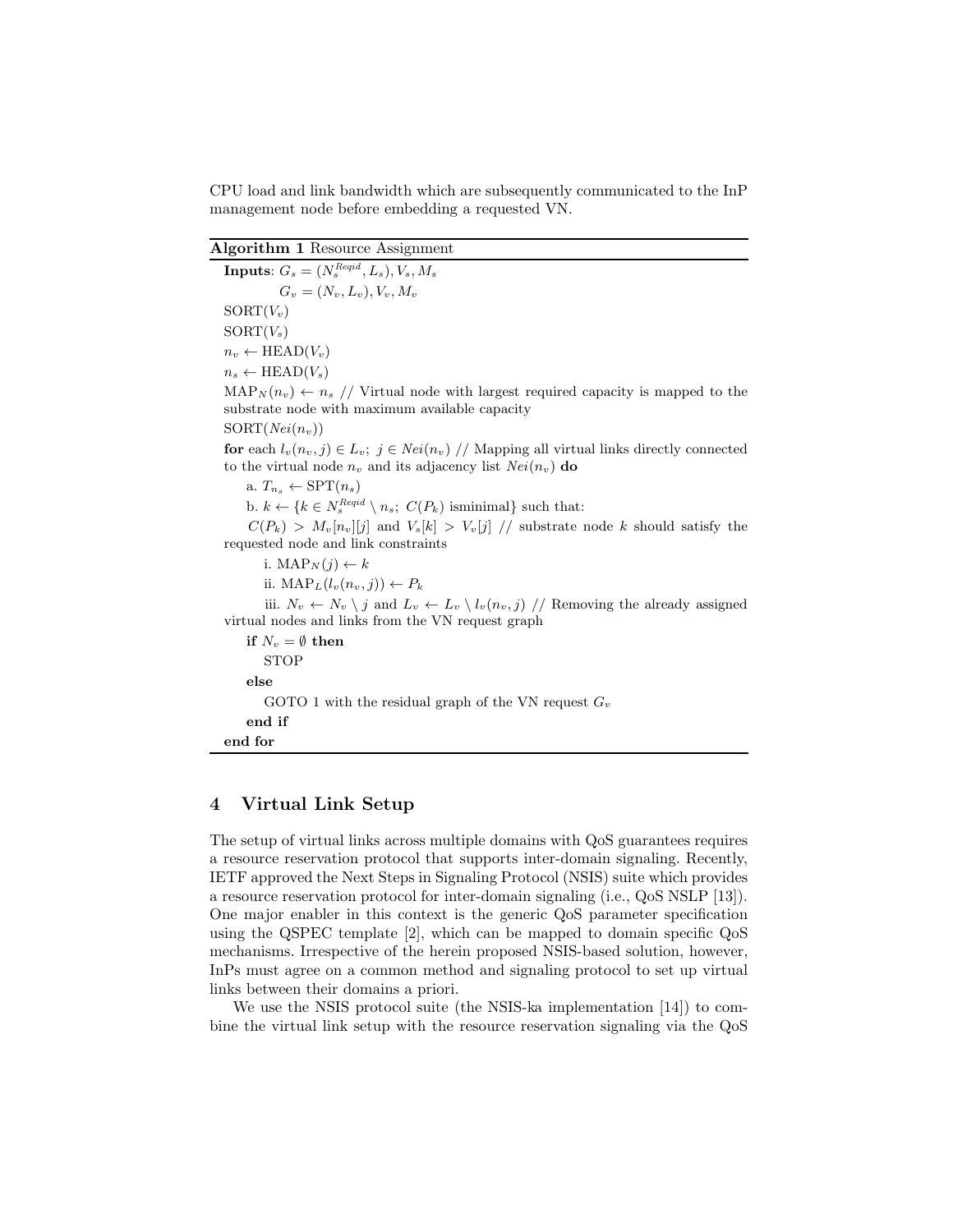CPU load and link bandwidth which are subsequently communicated to the InP management node before embedding a requested VN.

**Algorithm 1** Resource Assignment

**Inputs**: $G_s = (N_s^{Reqid}, L_s), V_s, M_s$

$G_v = (N_v, L_v), V_v, M_v$

SORT($V_v$)

SORT($V_s$)

$n_v \leftarrow$ HEAD($V_v$)

$n_s \leftarrow$ HEAD($V_s$)

MAP$_N(n_v) \leftarrow n_s$ // Virtual node with largest required capacity is mapped to the substrate node with maximum available capacity

SORT($Nei(n_v)$)

**for** each $l_v(n_v, j) \in L_v;\ j \in Nei(n_v)$ // Mapping all virtual links directly connected to the virtual node $n_v$ and its adjacency list $Nei(n_v)$ **do**

a. $T_{n_s} \leftarrow$ SPT($n_s$)

b. $k \leftarrow \{k \in N_s^{Reqid} \setminus n_s;\ C(P_k)$ isminimal$\}$ such that:

$C(P_k) > M_v[n_v][j]$ and $V_s[k] > V_v[j]$ // substrate node $k$ should satisfy the requested node and link constraints

i. MAP$_N(j) \leftarrow k$

ii. MAP$_L(l_v(n_v, j)) \leftarrow P_k$

iii. $N_v \leftarrow N_v \setminus j$ and $L_v \leftarrow L_v \setminus l_v(n_v, j)$ // Removing the already assigned virtual nodes and links from the VN request graph

**if** $N_v = \emptyset$ **then**

STOP

**else**

GOTO 1 with the residual graph of the VN request $G_v$

**end if**

**end for**

## 4 Virtual Link Setup

The setup of virtual links across multiple domains with QoS guarantees requires a resource reservation protocol that supports inter-domain signaling. Recently, IETF approved the Next Steps in Signaling Protocol (NSIS) suite which provides a resource reservation protocol for inter-domain signaling (i.e., QoS NSLP [13]). One major enabler in this context is the generic QoS parameter specification using the QSPEC template [2], which can be mapped to domain specific QoS mechanisms. Irrespective of the herein proposed NSIS-based solution, however, InPs must agree on a common method and signaling protocol to set up virtual links between their domains a priori.

We use the NSIS protocol suite (the NSIS-ka implementation [14]) to combine the virtual link setup with the resource reservation signaling via the QoS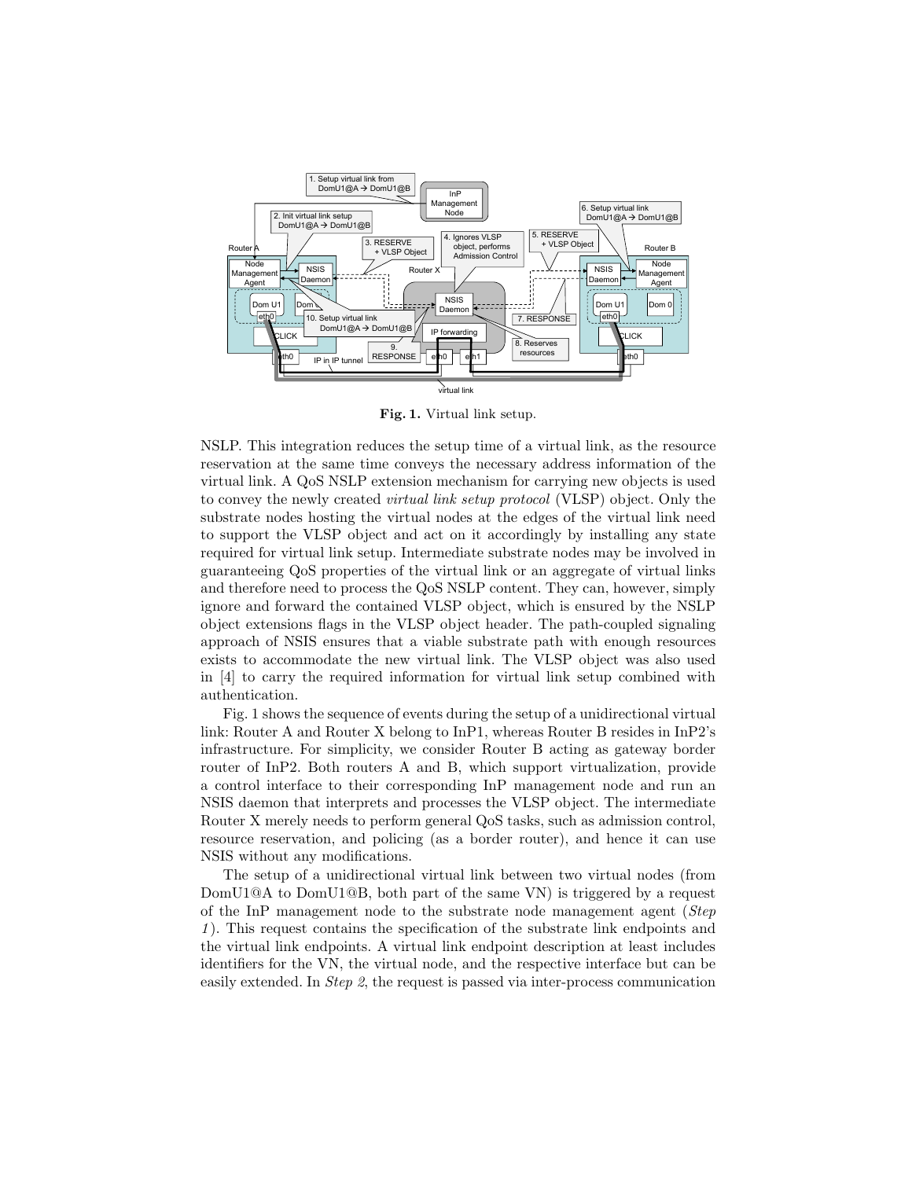**Fig. 1.** Virtual link setup.

NSLP. This integration reduces the setup time of a virtual link, as the resource reservation at the same time conveys the necessary address information of the virtual link. A QoS NSLP extension mechanism for carrying new objects is used to convey the newly created *virtual link setup protocol* (VLSP) object. Only the substrate nodes hosting the virtual nodes at the edges of the virtual link need to support the VLSP object and act on it accordingly by installing any state required for virtual link setup. Intermediate substrate nodes may be involved in guaranteeing QoS properties of the virtual link or an aggregate of virtual links and therefore need to process the QoS NSLP content. They can, however, simply ignore and forward the contained VLSP object, which is ensured by the NSLP object extensions flags in the VLSP object header. The path-coupled signaling approach of NSIS ensures that a viable substrate path with enough resources exists to accommodate the new virtual link. The VLSP object was also used in [4] to carry the required information for virtual link setup combined with authentication.

Fig. 1 shows the sequence of events during the setup of a unidirectional virtual link: Router A and Router X belong to InP1, whereas Router B resides in InP2's infrastructure. For simplicity, we consider Router B acting as gateway border router of InP2. Both routers A and B, which support virtualization, provide a control interface to their corresponding InP management node and run an NSIS daemon that interprets and processes the VLSP object. The intermediate Router X merely needs to perform general QoS tasks, such as admission control, resource reservation, and policing (as a border router), and hence it can use NSIS without any modifications.

The setup of a unidirectional virtual link between two virtual nodes (from DomU1@A to DomU1@B, both part of the same VN) is triggered by a request of the InP management node to the substrate node management agent (*Step 1*). This request contains the specification of the substrate link endpoints and the virtual link endpoints. A virtual link endpoint description at least includes identifiers for the VN, the virtual node, and the respective interface but can be easily extended. In *Step 2*, the request is passed via inter-process communication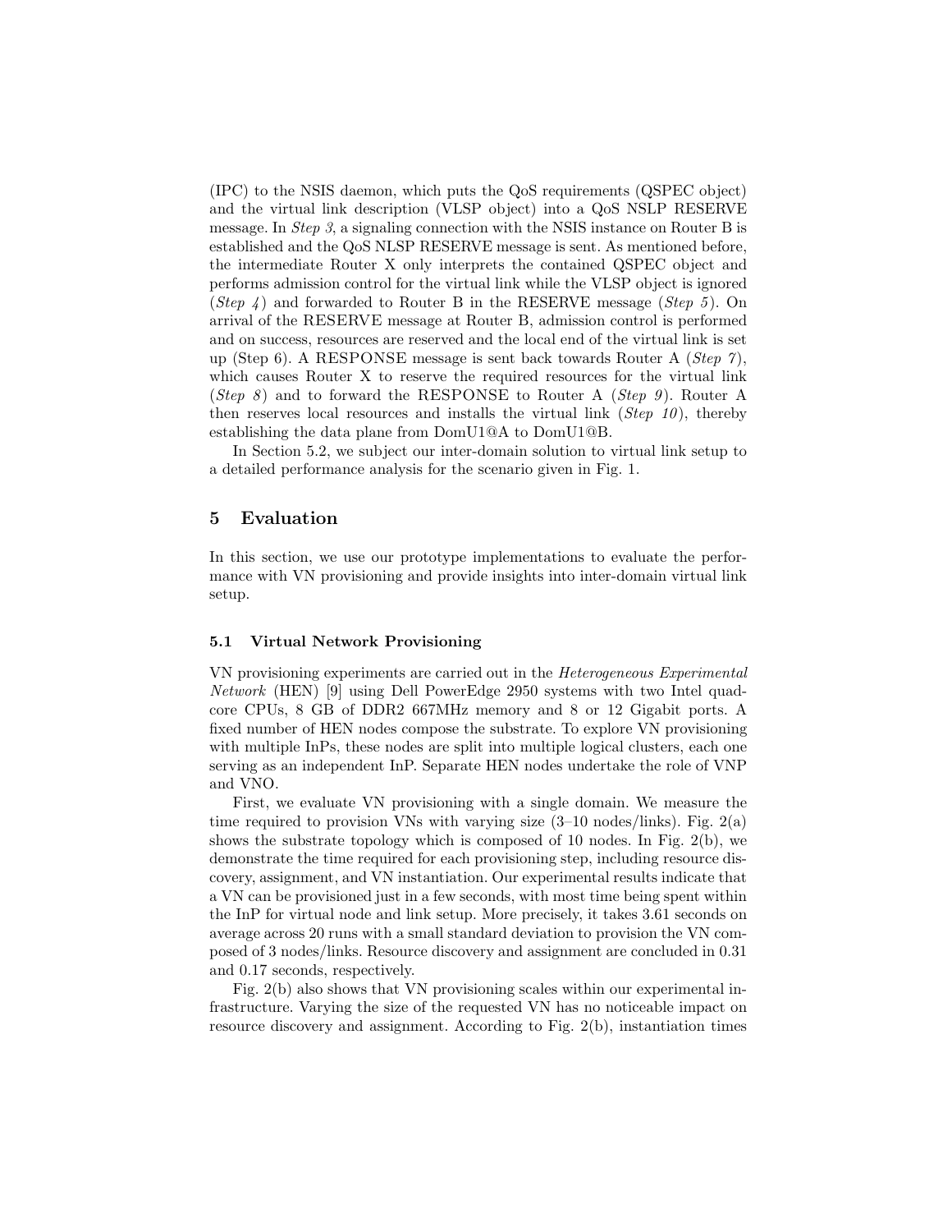(IPC) to the NSIS daemon, which puts the QoS requirements (QSPEC object) and the virtual link description (VLSP object) into a QoS NSLP RESERVE message. In *Step 3*, a signaling connection with the NSIS instance on Router B is established and the QoS NLSP RESERVE message is sent. As mentioned before, the intermediate Router X only interprets the contained QSPEC object and performs admission control for the virtual link while the VLSP object is ignored (*Step 4*) and forwarded to Router B in the RESERVE message (*Step 5*). On arrival of the RESERVE message at Router B, admission control is performed and on success, resources are reserved and the local end of the virtual link is set up (Step 6). A RESPONSE message is sent back towards Router A (*Step 7*), which causes Router X to reserve the required resources for the virtual link (*Step 8*) and to forward the RESPONSE to Router A (*Step 9*). Router A then reserves local resources and installs the virtual link (*Step 10*), thereby establishing the data plane from DomU1@A to DomU1@B.

In Section 5.2, we subject our inter-domain solution to virtual link setup to a detailed performance analysis for the scenario given in Fig. 1.

## 5 Evaluation

In this section, we use our prototype implementations to evaluate the performance with VN provisioning and provide insights into inter-domain virtual link setup.

### 5.1 Virtual Network Provisioning

VN provisioning experiments are carried out in the *Heterogeneous Experimental Network* (HEN) [9] using Dell PowerEdge 2950 systems with two Intel quad-core CPUs, 8 GB of DDR2 667MHz memory and 8 or 12 Gigabit ports. A fixed number of HEN nodes compose the substrate. To explore VN provisioning with multiple InPs, these nodes are split into multiple logical clusters, each one serving as an independent InP. Separate HEN nodes undertake the role of VNP and VNO.

First, we evaluate VN provisioning with a single domain. We measure the time required to provision VNs with varying size (3–10 nodes/links). Fig. 2(a) shows the substrate topology which is composed of 10 nodes. In Fig. 2(b), we demonstrate the time required for each provisioning step, including resource discovery, assignment, and VN instantiation. Our experimental results indicate that a VN can be provisioned just in a few seconds, with most time being spent within the InP for virtual node and link setup. More precisely, it takes 3.61 seconds on average across 20 runs with a small standard deviation to provision the VN composed of 3 nodes/links. Resource discovery and assignment are concluded in 0.31 and 0.17 seconds, respectively.

Fig. 2(b) also shows that VN provisioning scales within our experimental infrastructure. Varying the size of the requested VN has no noticeable impact on resource discovery and assignment. According to Fig. 2(b), instantiation times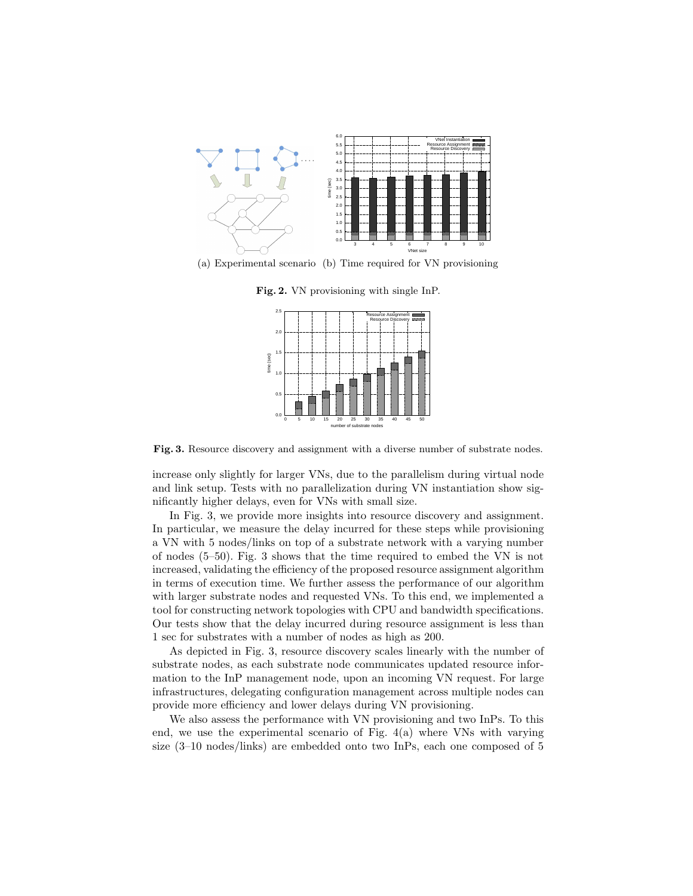(a) Experimental scenario (b) Time required for VN provisioning

**Fig. 2.** VN provisioning with single InP.

**Fig. 3.** Resource discovery and assignment with a diverse number of substrate nodes.

increase only slightly for larger VNs, due to the parallelism during virtual node and link setup. Tests with no parallelization during VN instantiation show significantly higher delays, even for VNs with small size.

In Fig. 3, we provide more insights into resource discovery and assignment. In particular, we measure the delay incurred for these steps while provisioning a VN with 5 nodes/links on top of a substrate network with a varying number of nodes (5–50). Fig. 3 shows that the time required to embed the VN is not increased, validating the efficiency of the proposed resource assignment algorithm in terms of execution time. We further assess the performance of our algorithm with larger substrate nodes and requested VNs. To this end, we implemented a tool for constructing network topologies with CPU and bandwidth specifications. Our tests show that the delay incurred during resource assignment is less than 1 sec for substrates with a number of nodes as high as 200.

As depicted in Fig. 3, resource discovery scales linearly with the number of substrate nodes, as each substrate node communicates updated resource information to the InP management node, upon an incoming VN request. For large infrastructures, delegating configuration management across multiple nodes can provide more efficiency and lower delays during VN provisioning.

We also assess the performance with VN provisioning and two InPs. To this end, we use the experimental scenario of Fig. 4(a) where VNs with varying size (3–10 nodes/links) are embedded onto two InPs, each one composed of 5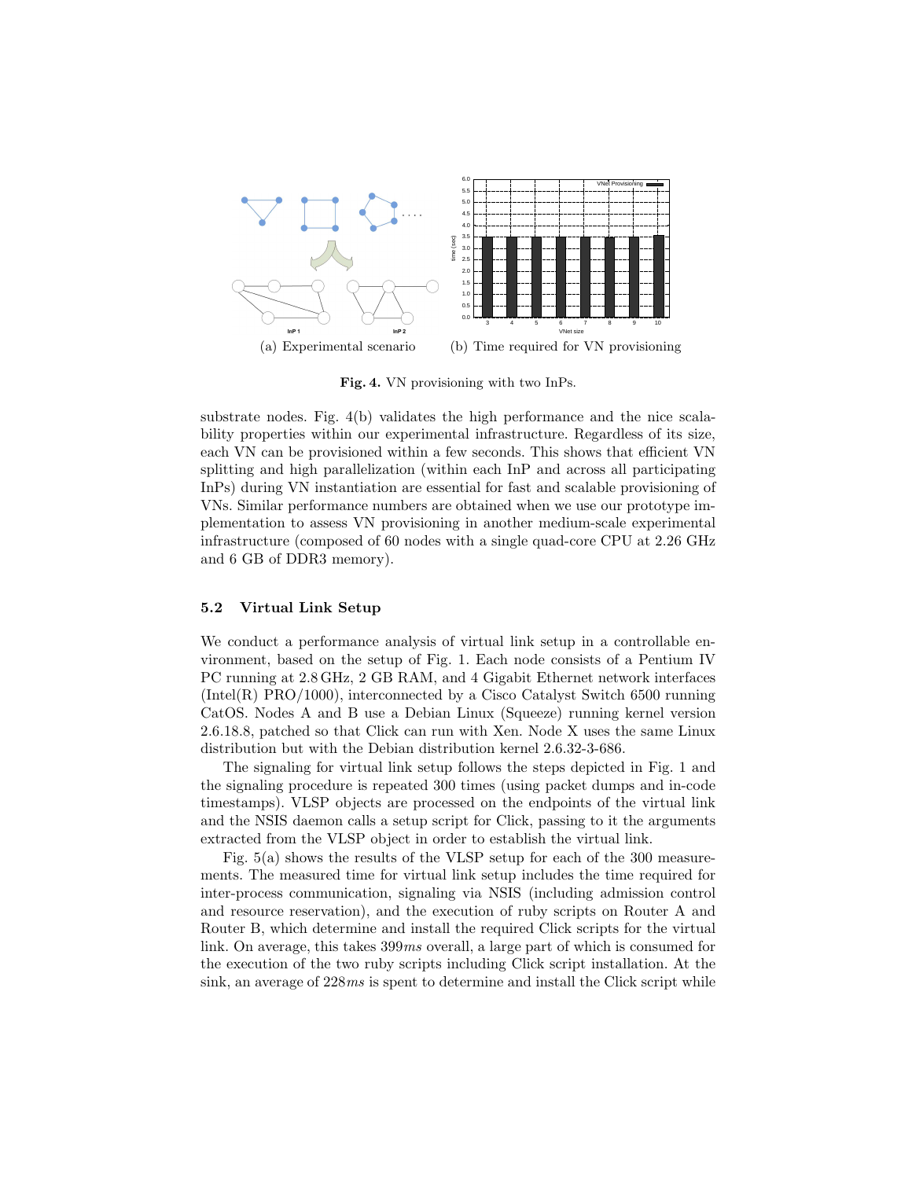(a) Experimental scenario (b) Time required for VN provisioning

**Fig. 4.** VN provisioning with two InPs.

substrate nodes. Fig. 4(b) validates the high performance and the nice scalability properties within our experimental infrastructure. Regardless of its size, each VN can be provisioned within a few seconds. This shows that efficient VN splitting and high parallelization (within each InP and across all participating InPs) during VN instantiation are essential for fast and scalable provisioning of VNs. Similar performance numbers are obtained when we use our prototype implementation to assess VN provisioning in another medium-scale experimental infrastructure (composed of 60 nodes with a single quad-core CPU at 2.26 GHz and 6 GB of DDR3 memory).

### 5.2 Virtual Link Setup

We conduct a performance analysis of virtual link setup in a controllable environment, based on the setup of Fig. 1. Each node consists of a Pentium IV PC running at 2.8 GHz, 2 GB RAM, and 4 Gigabit Ethernet network interfaces (Intel(R) PRO/1000), interconnected by a Cisco Catalyst Switch 6500 running CatOS. Nodes A and B use a Debian Linux (Squeeze) running kernel version 2.6.18.8, patched so that Click can run with Xen. Node X uses the same Linux distribution but with the Debian distribution kernel 2.6.32-3-686.

The signaling for virtual link setup follows the steps depicted in Fig. 1 and the signaling procedure is repeated 300 times (using packet dumps and in-code timestamps). VLSP objects are processed on the endpoints of the virtual link and the NSIS daemon calls a setup script for Click, passing to it the arguments extracted from the VLSP object in order to establish the virtual link.

Fig. 5(a) shows the results of the VLSP setup for each of the 300 measurements. The measured time for virtual link setup includes the time required for inter-process communication, signaling via NSIS (including admission control and resource reservation), and the execution of ruby scripts on Router A and Router B, which determine and install the required Click scripts for the virtual link. On average, this takes $399ms$ overall, a large part of which is consumed for the execution of the two ruby scripts including Click script installation. At the sink, an average of $228ms$ is spent to determine and install the Click script while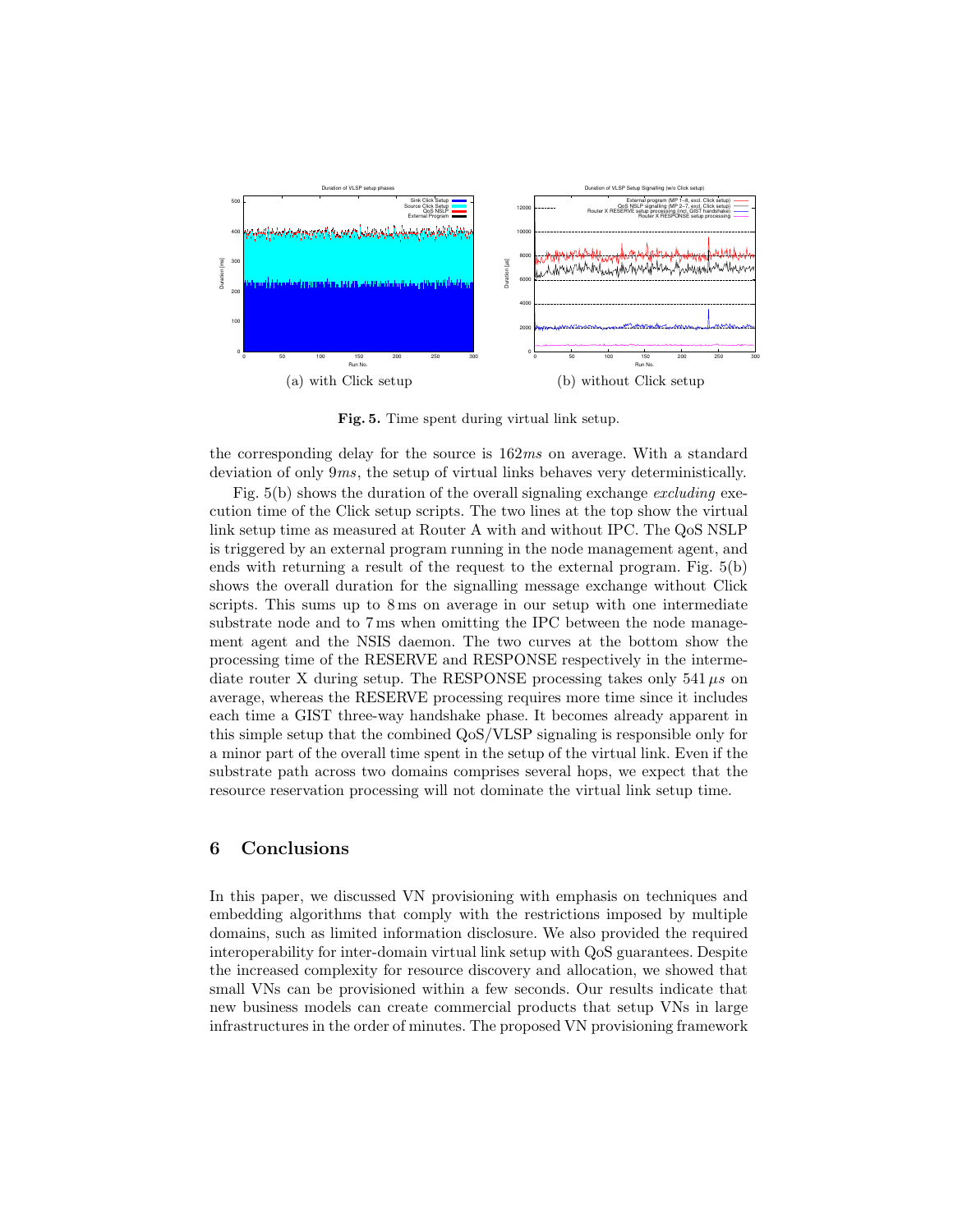(a) with Click setup

(b) without Click setup

**Fig. 5.** Time spent during virtual link setup.

the corresponding delay for the source is $162ms$ on average. With a standard deviation of only $9ms$, the setup of virtual links behaves very deterministically.

Fig. 5(b) shows the duration of the overall signaling exchange *excluding* execution time of the Click setup scripts. The two lines at the top show the virtual link setup time as measured at Router A with and without IPC. The QoS NSLP is triggered by an external program running in the node management agent, and ends with returning a result of the request to the external program. Fig. 5(b) shows the overall duration for the signalling message exchange without Click scripts. This sums up to 8 ms on average in our setup with one intermediate substrate node and to 7 ms when omitting the IPC between the node management agent and the NSIS daemon. The two curves at the bottom show the processing time of the RESERVE and RESPONSE respectively in the intermediate router X during setup. The RESPONSE processing takes only $541\,\mu s$ on average, whereas the RESERVE processing requires more time since it includes each time a GIST three-way handshake phase. It becomes already apparent in this simple setup that the combined QoS/VLSP signaling is responsible only for a minor part of the overall time spent in the setup of the virtual link. Even if the substrate path across two domains comprises several hops, we expect that the resource reservation processing will not dominate the virtual link setup time.

## 6 Conclusions

In this paper, we discussed VN provisioning with emphasis on techniques and embedding algorithms that comply with the restrictions imposed by multiple domains, such as limited information disclosure. We also provided the required interoperability for inter-domain virtual link setup with QoS guarantees. Despite the increased complexity for resource discovery and allocation, we showed that small VNs can be provisioned within a few seconds. Our results indicate that new business models can create commercial products that setup VNs in large infrastructures in the order of minutes. The proposed VN provisioning framework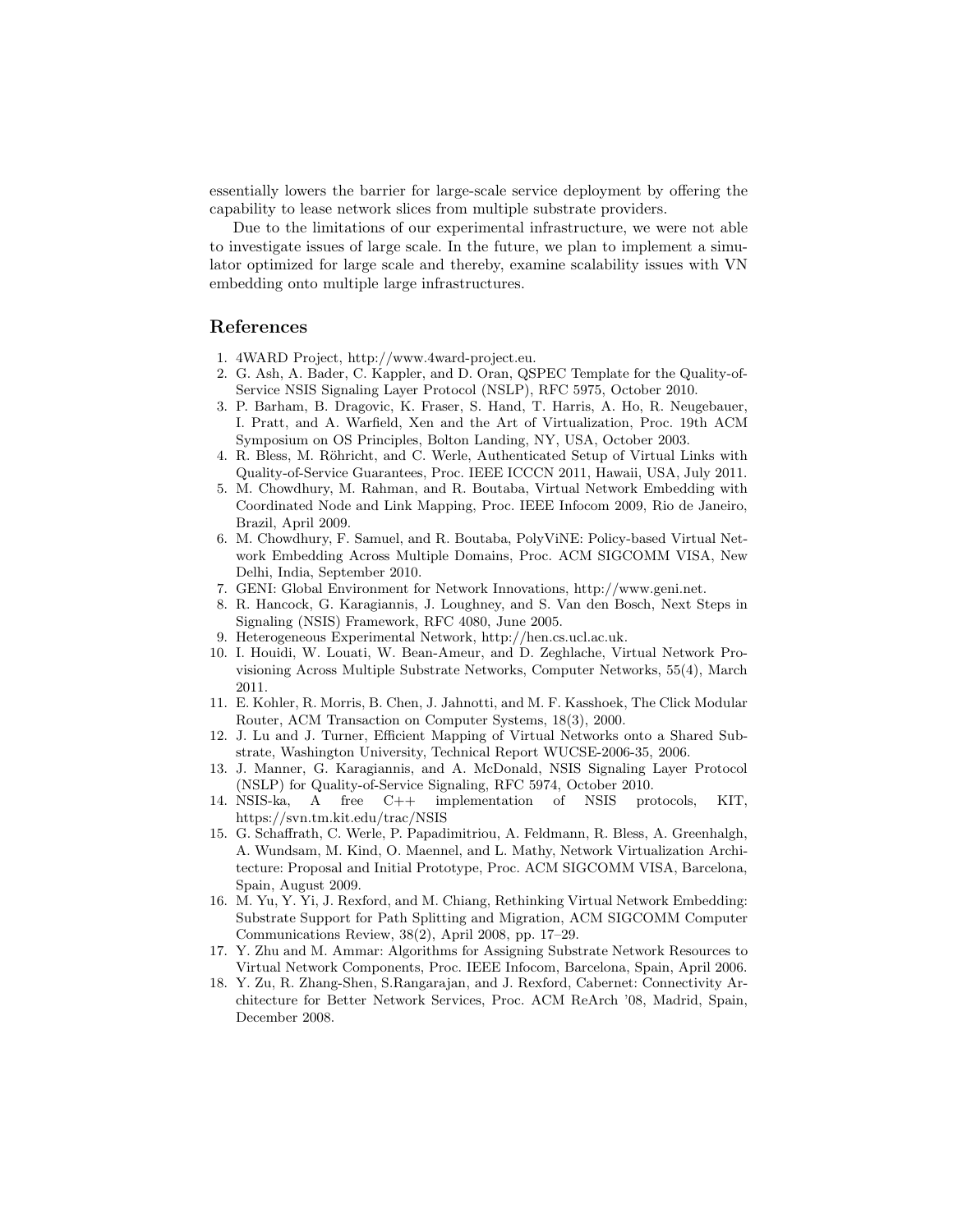essentially lowers the barrier for large-scale service deployment by offering the capability to lease network slices from multiple substrate providers.

Due to the limitations of our experimental infrastructure, we were not able to investigate issues of large scale. In the future, we plan to implement a simulator optimized for large scale and thereby, examine scalability issues with VN embedding onto multiple large infrastructures.

## References

1. 4WARD Project, http://www.4ward-project.eu.
2. G. Ash, A. Bader, C. Kappler, and D. Oran, QSPEC Template for the Quality-of-Service NSIS Signaling Layer Protocol (NSLP), RFC 5975, October 2010.
3. P. Barham, B. Dragovic, K. Fraser, S. Hand, T. Harris, A. Ho, R. Neugebauer, I. Pratt, and A. Warfield, Xen and the Art of Virtualization, Proc. 19th ACM Symposium on OS Principles, Bolton Landing, NY, USA, October 2003.
4. R. Bless, M. Röhricht, and C. Werle, Authenticated Setup of Virtual Links with Quality-of-Service Guarantees, Proc. IEEE ICCCN 2011, Hawaii, USA, July 2011.
5. M. Chowdhury, M. Rahman, and R. Boutaba, Virtual Network Embedding with Coordinated Node and Link Mapping, Proc. IEEE Infocom 2009, Rio de Janeiro, Brazil, April 2009.
6. M. Chowdhury, F. Samuel, and R. Boutaba, PolyViNE: Policy-based Virtual Network Embedding Across Multiple Domains, Proc. ACM SIGCOMM VISA, New Delhi, India, September 2010.
7. GENI: Global Environment for Network Innovations, http://www.geni.net.
8. R. Hancock, G. Karagiannis, J. Loughney, and S. Van den Bosch, Next Steps in Signaling (NSIS) Framework, RFC 4080, June 2005.
9. Heterogeneous Experimental Network, http://hen.cs.ucl.ac.uk.
10. I. Houidi, W. Louati, W. Bean-Ameur, and D. Zeghlache, Virtual Network Provisioning Across Multiple Substrate Networks, Computer Networks, 55(4), March 2011.
11. E. Kohler, R. Morris, B. Chen, J. Jahnotti, and M. F. Kasshoek, The Click Modular Router, ACM Transaction on Computer Systems, 18(3), 2000.
12. J. Lu and J. Turner, Efficient Mapping of Virtual Networks onto a Shared Substrate, Washington University, Technical Report WUCSE-2006-35, 2006.
13. J. Manner, G. Karagiannis, and A. McDonald, NSIS Signaling Layer Protocol (NSLP) for Quality-of-Service Signaling, RFC 5974, October 2010.
14. NSIS-ka, A free C++ implementation of NSIS protocols, KIT, https://svn.tm.kit.edu/trac/NSIS
15. G. Schaffrath, C. Werle, P. Papadimitriou, A. Feldmann, R. Bless, A. Greenhalgh, A. Wundsam, M. Kind, O. Maennel, and L. Mathy, Network Virtualization Architecture: Proposal and Initial Prototype, Proc. ACM SIGCOMM VISA, Barcelona, Spain, August 2009.
16. M. Yu, Y. Yi, J. Rexford, and M. Chiang, Rethinking Virtual Network Embedding: Substrate Support for Path Splitting and Migration, ACM SIGCOMM Computer Communications Review, 38(2), April 2008, pp. 17–29.
17. Y. Zhu and M. Ammar: Algorithms for Assigning Substrate Network Resources to Virtual Network Components, Proc. IEEE Infocom, Barcelona, Spain, April 2006.
18. Y. Zu, R. Zhang-Shen, S.Rangarajan, and J. Rexford, Cabernet: Connectivity Architecture for Better Network Services, Proc. ACM ReArch '08, Madrid, Spain, December 2008.